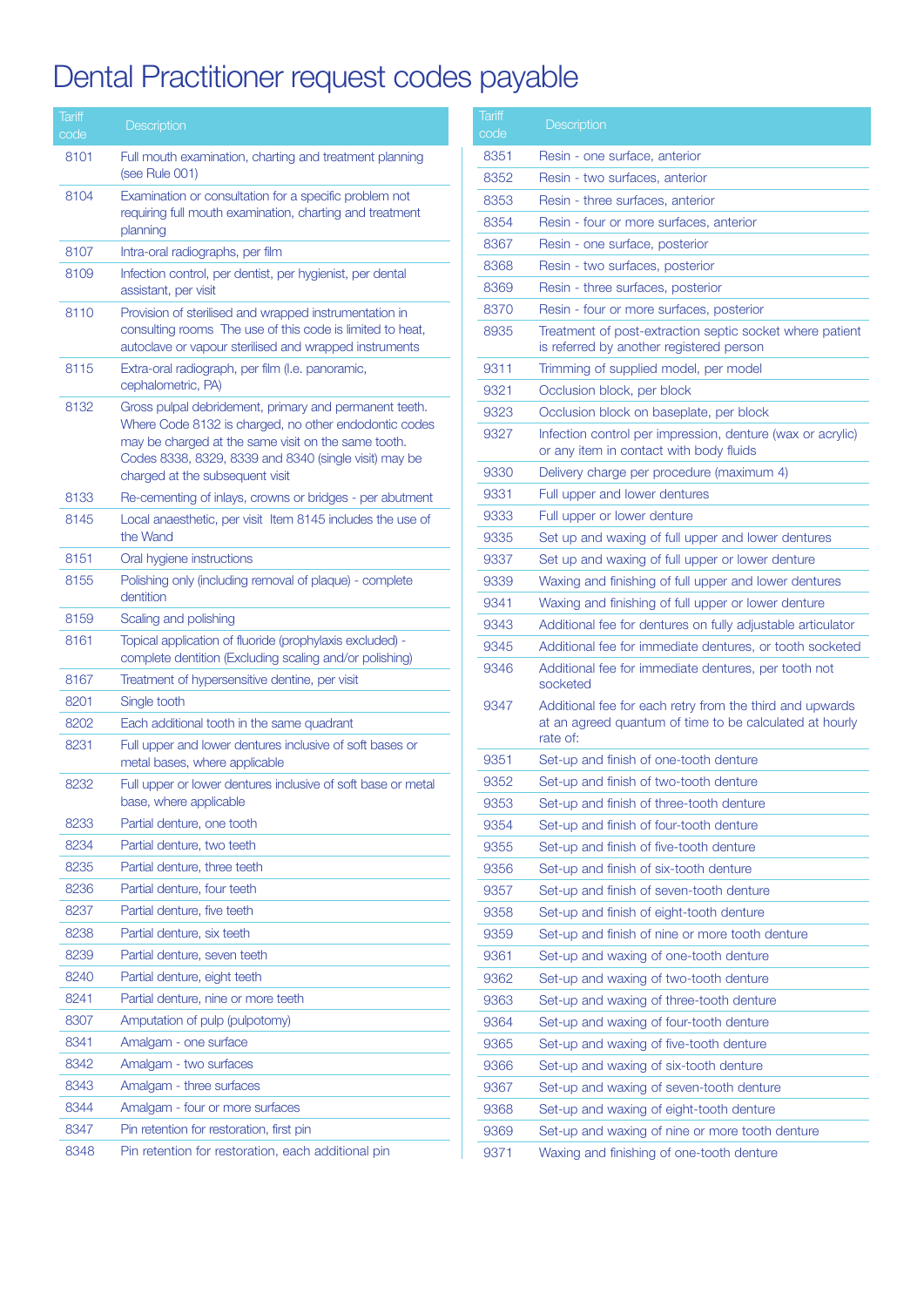# Dental Practitioner request codes payable

| Tariff code | Description |
|---|---|
| 8101 | Full mouth examination, charting and treatment planning (see Rule 001) |
| 8104 | Examination or consultation for a specific problem not requiring full mouth examination, charting and treatment planning |
| 8107 | Intra-oral radiographs, per film |
| 8109 | Infection control, per dentist, per hygienist, per dental assistant, per visit |
| 8110 | Provision of sterilised and wrapped instrumentation in consulting rooms The use of this code is limited to heat, autoclave or vapour sterilised and wrapped instruments |
| 8115 | Extra-oral radiograph, per film (I.e. panoramic, cephalometric, PA) |
| 8132 | Gross pulpal debridement, primary and permanent teeth. Where Code 8132 is charged, no other endodontic codes may be charged at the same visit on the same tooth. Codes 8338, 8329, 8339 and 8340 (single visit) may be charged at the subsequent visit |
| 8133 | Re-cementing of inlays, crowns or bridges - per abutment |
| 8145 | Local anaesthetic, per visit Item 8145 includes the use of the Wand |
| 8151 | Oral hygiene instructions |
| 8155 | Polishing only (including removal of plaque) - complete dentition |
| 8159 | Scaling and polishing |
| 8161 | Topical application of fluoride (prophylaxis excluded) - complete dentition (Excluding scaling and/or polishing) |
| 8167 | Treatment of hypersensitive dentine, per visit |
| 8201 | Single tooth |
| 8202 | Each additional tooth in the same quadrant |
| 8231 | Full upper and lower dentures inclusive of soft bases or metal bases, where applicable |
| 8232 | Full upper or lower dentures inclusive of soft base or metal base, where applicable |
| 8233 | Partial denture, one tooth |
| 8234 | Partial denture, two teeth |
| 8235 | Partial denture, three teeth |
| 8236 | Partial denture, four teeth |
| 8237 | Partial denture, five teeth |
| 8238 | Partial denture, six teeth |
| 8239 | Partial denture, seven teeth |
| 8240 | Partial denture, eight teeth |
| 8241 | Partial denture, nine or more teeth |
| 8307 | Amputation of pulp (pulpotomy) |
| 8341 | Amalgam - one surface |
| 8342 | Amalgam - two surfaces |
| 8343 | Amalgam - three surfaces |
| 8344 | Amalgam - four or more surfaces |
| 8347 | Pin retention for restoration, first pin |
| 8348 | Pin retention for restoration, each additional pin |
| 8351 | Resin - one surface, anterior |
| 8352 | Resin - two surfaces, anterior |
| 8353 | Resin - three surfaces, anterior |
| 8354 | Resin - four or more surfaces, anterior |
| 8367 | Resin - one surface, posterior |
| 8368 | Resin - two surfaces, posterior |
| 8369 | Resin - three surfaces, posterior |
| 8370 | Resin - four or more surfaces, posterior |
| 8935 | Treatment of post-extraction septic socket where patient is referred by another registered person |
| 9311 | Trimming of supplied model, per model |
| 9321 | Occlusion block, per block |
| 9323 | Occlusion block on baseplate, per block |
| 9327 | Infection control per impression, denture (wax or acrylic) or any item in contact with body fluids |
| 9330 | Delivery charge per procedure (maximum 4) |
| 9331 | Full upper and lower dentures |
| 9333 | Full upper or lower denture |
| 9335 | Set up and waxing of full upper and lower dentures |
| 9337 | Set up and waxing of full upper or lower denture |
| 9339 | Waxing and finishing of full upper and lower dentures |
| 9341 | Waxing and finishing of full upper or lower denture |
| 9343 | Additional fee for dentures on fully adjustable articulator |
| 9345 | Additional fee for immediate dentures, or tooth socketed |
| 9346 | Additional fee for immediate dentures, per tooth not socketed |
| 9347 | Additional fee for each retry from the third and upwards at an agreed quantum of time to be calculated at hourly rate of: |
| 9351 | Set-up and finish of one-tooth denture |
| 9352 | Set-up and finish of two-tooth denture |
| 9353 | Set-up and finish of three-tooth denture |
| 9354 | Set-up and finish of four-tooth denture |
| 9355 | Set-up and finish of five-tooth denture |
| 9356 | Set-up and finish of six-tooth denture |
| 9357 | Set-up and finish of seven-tooth denture |
| 9358 | Set-up and finish of eight-tooth denture |
| 9359 | Set-up and finish of nine or more tooth denture |
| 9361 | Set-up and waxing of one-tooth denture |
| 9362 | Set-up and waxing of two-tooth denture |
| 9363 | Set-up and waxing of three-tooth denture |
| 9364 | Set-up and waxing of four-tooth denture |
| 9365 | Set-up and waxing of five-tooth denture |
| 9366 | Set-up and waxing of six-tooth denture |
| 9367 | Set-up and waxing of seven-tooth denture |
| 9368 | Set-up and waxing of eight-tooth denture |
| 9369 | Set-up and waxing of nine or more tooth denture |
| 9371 | Waxing and finishing of one-tooth denture |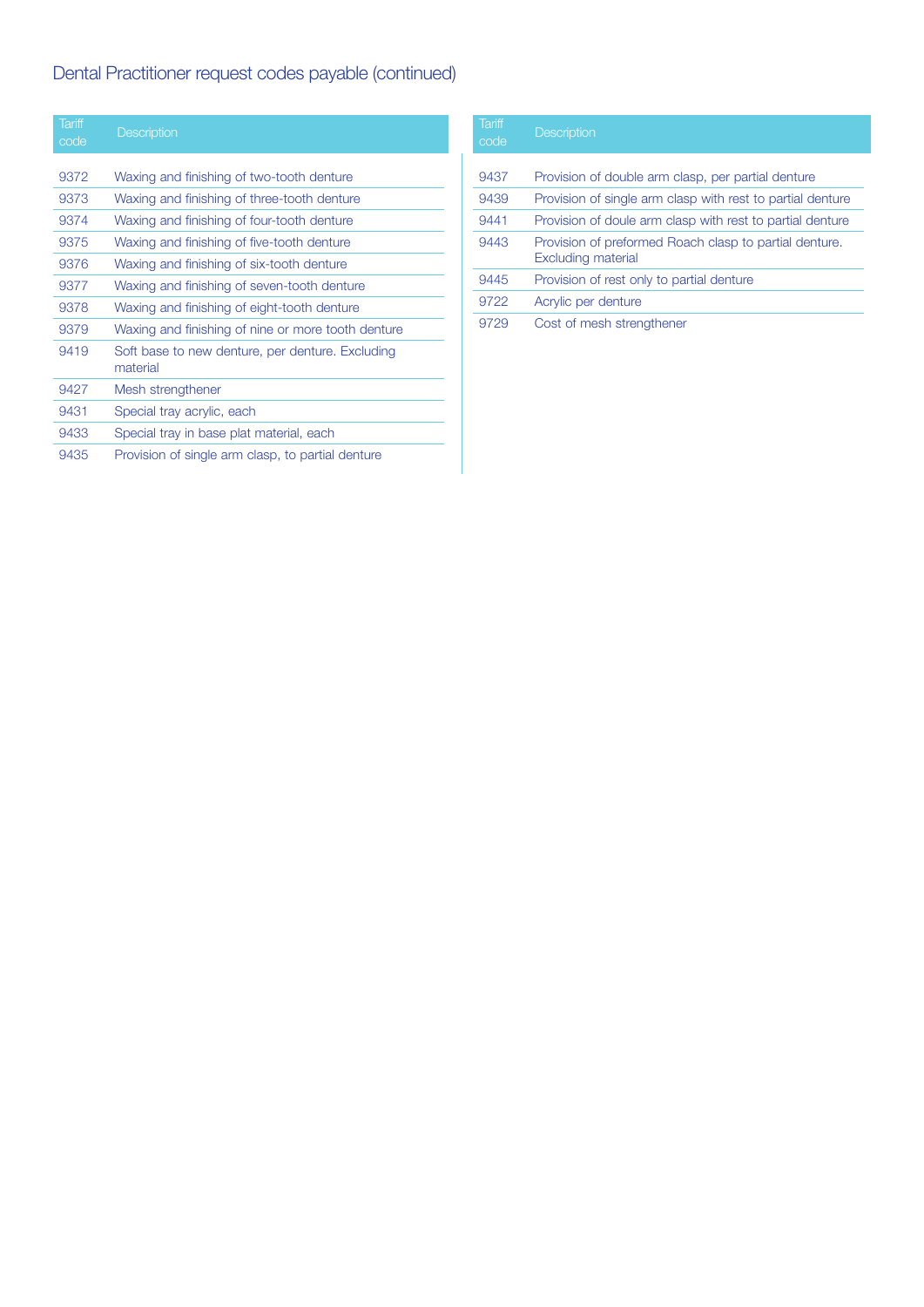## Dental Practitioner request codes payable (continued)

| Tariff code | Description |
|---|---|
| 9372 | Waxing and finishing of two-tooth denture |
| 9373 | Waxing and finishing of three-tooth denture |
| 9374 | Waxing and finishing of four-tooth denture |
| 9375 | Waxing and finishing of five-tooth denture |
| 9376 | Waxing and finishing of six-tooth denture |
| 9377 | Waxing and finishing of seven-tooth denture |
| 9378 | Waxing and finishing of eight-tooth denture |
| 9379 | Waxing and finishing of nine or more tooth denture |
| 9419 | Soft base to new denture, per denture. Excluding material |
| 9427 | Mesh strengthener |
| 9431 | Special tray acrylic, each |
| 9433 | Special tray in base plat material, each |
| 9435 | Provision of single arm clasp, to partial denture |
| 9437 | Provision of double arm clasp, per partial denture |
| 9439 | Provision of single arm clasp with rest to partial denture |
| 9441 | Provision of doule arm clasp with rest to partial denture |
| 9443 | Provision of preformed Roach clasp to partial denture. Excluding material |
| 9445 | Provision of rest only to partial denture |
| 9722 | Acrylic per denture |
| 9729 | Cost of mesh strengthener |